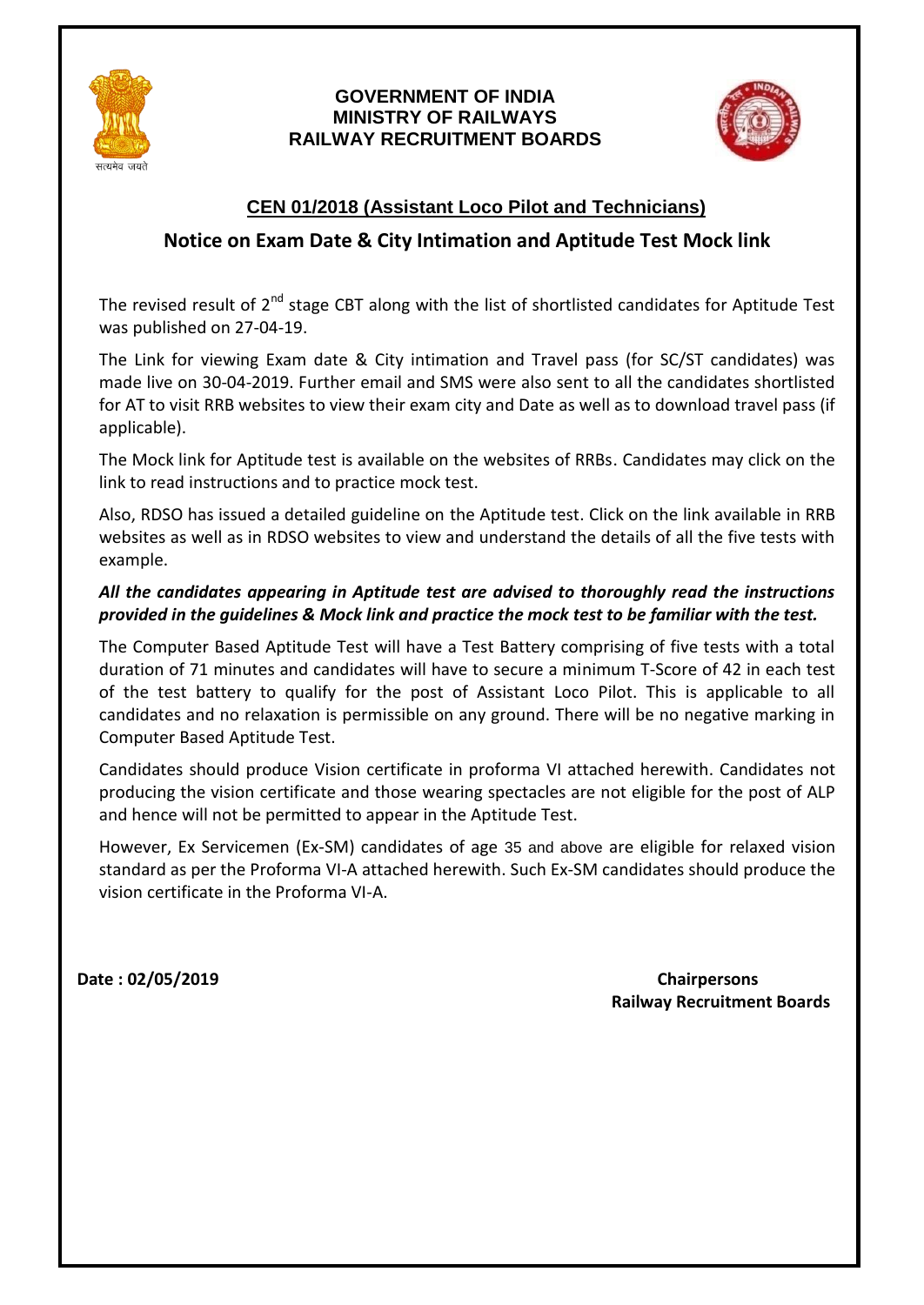**GOVERNMENT OF INDIA**
**MINISTRY OF RAILWAYS**
**RAILWAY RECRUITMENT BOARDS**

## CEN 01/2018 (Assistant Loco Pilot and Technicians)

## Notice on Exam Date & City Intimation and Aptitude Test Mock link

The revised result of 2nd stage CBT along with the list of shortlisted candidates for Aptitude Test was published on 27-04-19.

The Link for viewing Exam date & City intimation and Travel pass (for SC/ST candidates) was made live on 30-04-2019. Further email and SMS were also sent to all the candidates shortlisted for AT to visit RRB websites to view their exam city and Date as well as to download travel pass (if applicable).

The Mock link for Aptitude test is available on the websites of RRBs. Candidates may click on the link to read instructions and to practice mock test.

Also, RDSO has issued a detailed guideline on the Aptitude test. Click on the link available in RRB websites as well as in RDSO websites to view and understand the details of all the five tests with example.

***All the candidates appearing in Aptitude test are advised to thoroughly read the instructions provided in the guidelines & Mock link and practice the mock test to be familiar with the test.***

The Computer Based Aptitude Test will have a Test Battery comprising of five tests with a total duration of 71 minutes and candidates will have to secure a minimum T-Score of 42 in each test of the test battery to qualify for the post of Assistant Loco Pilot. This is applicable to all candidates and no relaxation is permissible on any ground. There will be no negative marking in Computer Based Aptitude Test.

Candidates should produce Vision certificate in proforma VI attached herewith. Candidates not producing the vision certificate and those wearing spectacles are not eligible for the post of ALP and hence will not be permitted to appear in the Aptitude Test.

However, Ex Servicemen (Ex-SM) candidates of age 35 and above are eligible for relaxed vision standard as per the Proforma VI-A attached herewith. Such Ex-SM candidates should produce the vision certificate in the Proforma VI-A.

**Date : 02/05/2019**

**Chairpersons**
**Railway Recruitment Boards**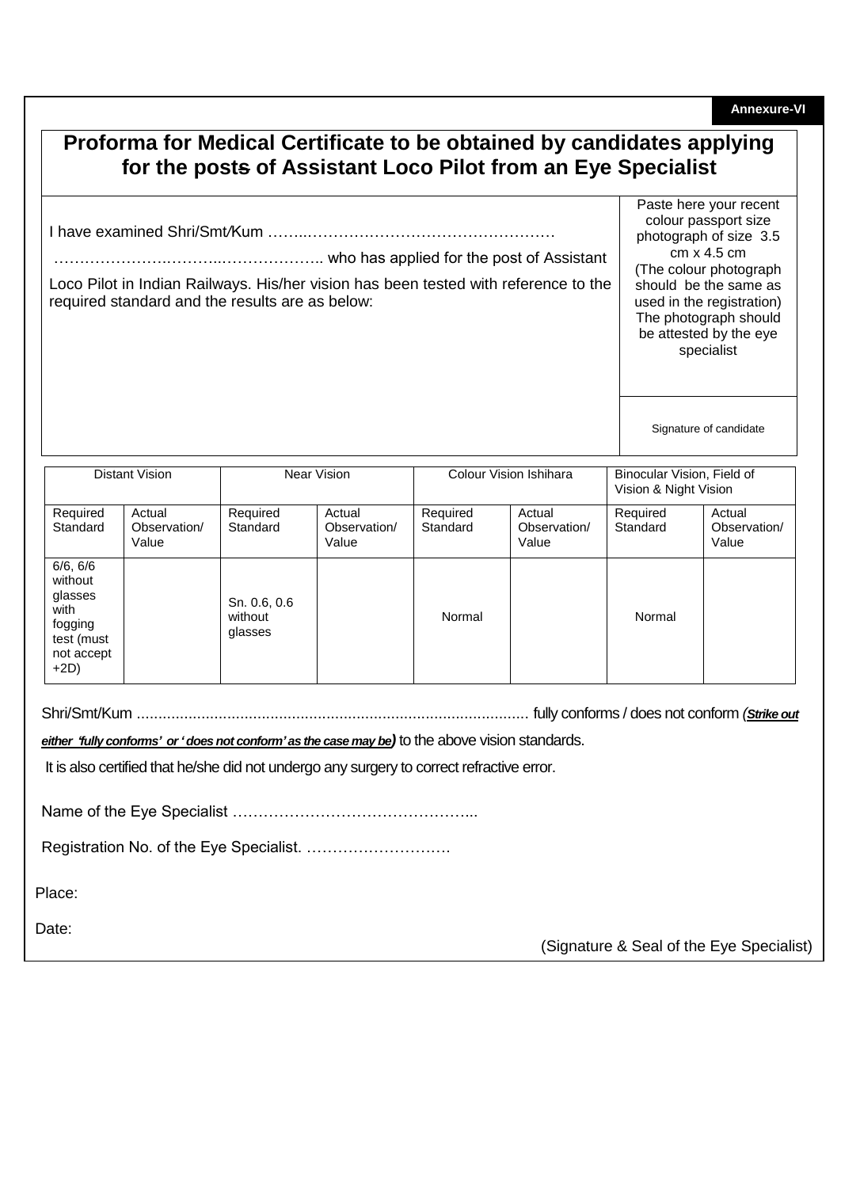**Annexure-VI**

# Proforma for Medical Certificate to be obtained by candidates applying for the posts of Assistant Loco Pilot from an Eye Specialist

I have examined Shri/Smt/Kum ……..………………………………………………

……………….………...……….……….. who has applied for the post of Assistant Loco Pilot in Indian Railways. His/her vision has been tested with reference to the required standard and the results are as below:

Paste here your recent colour passport size photograph of size 3.5 cm x 4.5 cm (The colour photograph should be the same as used in the registration) The photograph should be attested by the eye specialist

Signature of candidate

| Distant Vision | | Near Vision | | Colour Vision Ishihara | | Binocular Vision, Field of Vision & Night Vision | |
|---|---|---|---|---|---|---|---|
| Required Standard | Actual Observation/ Value | Required Standard | Actual Observation/ Value | Required Standard | Actual Observation/ Value | Required Standard | Actual Observation/ Value |
| 6/6, 6/6 without glasses with fogging test (must not accept +2D) | | Sn. 0.6, 0.6 without glasses | | Normal | | Normal | |

Shri/Smt/Kum ........................................................................................ fully conforms / does not conform ***(Strike out either 'fully conforms' or 'does not conform' as the case may be)*** to the above vision standards.

It is also certified that he/she did not undergo any surgery to correct refractive error.

Name of the Eye Specialist ………………………………………...

Registration No. of the Eye Specialist. ……………………….

Place:

Date:

(Signature & Seal of the Eye Specialist)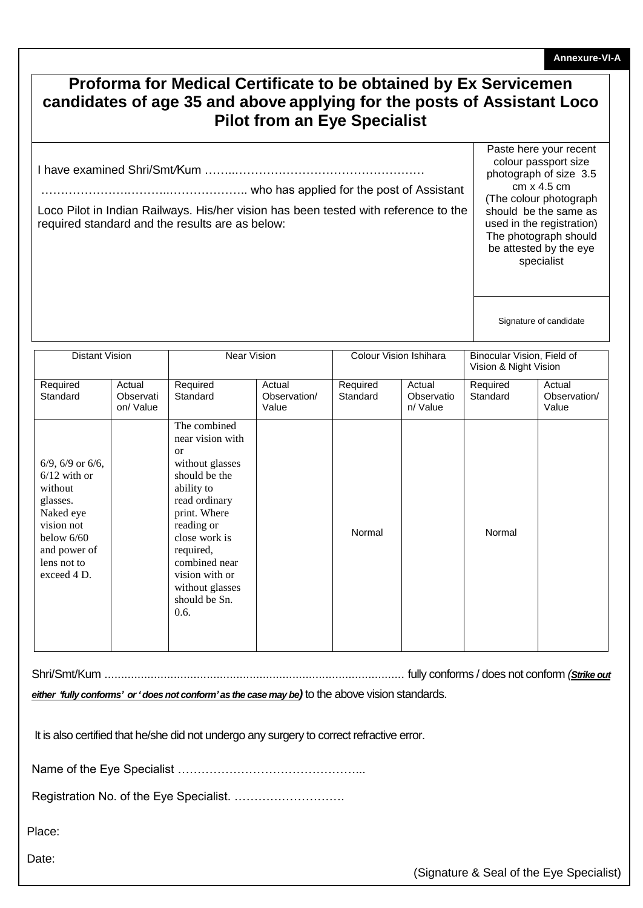Annexure-VI-A

# Proforma for Medical Certificate to be obtained by Ex Servicemen candidates of age 35 and above applying for the posts of Assistant Loco Pilot from an Eye Specialist

I have examined Shri/Smt/Kum ……..………………………………………… ……………………..………..……………….. who has applied for the post of Assistant Loco Pilot in Indian Railways. His/her vision has been tested with reference to the required standard and the results are as below:

Paste here your recent colour passport size photograph of size 3.5 cm x 4.5 cm (The colour photograph should be the same as used in the registration) The photograph should be attested by the eye specialist

Signature of candidate

| Distant Vision | | Near Vision | | Colour Vision Ishihara | | Binocular Vision, Field of Vision & Night Vision | |
|---|---|---|---|---|---|---|---|
| Required Standard | Actual Observation/ Value | Required Standard | Actual Observation/ Value | Required Standard | Actual Observation/ Value | Required Standard | Actual Observation/ Value |
| 6/9, 6/9 or 6/6, 6/12 with or without glasses. Naked eye vision not below 6/60 and power of lens not to exceed 4 D. | | The combined near vision with or without glasses should be the ability to read ordinary print. Where reading or close work is required, combined near vision with or without glasses should be Sn. 0.6. | | Normal | | Normal | |

Shri/Smt/Kum ......................................................................................... fully conforms / does not conform ***(Strike out either 'fully conforms' or 'does not conform' as the case may be)*** to the above vision standards.

It is also certified that he/she did not undergo any surgery to correct refractive error.

Name of the Eye Specialist ………………………………………...

Registration No. of the Eye Specialist. ……………………….

Place:

Date:

(Signature & Seal of the Eye Specialist)